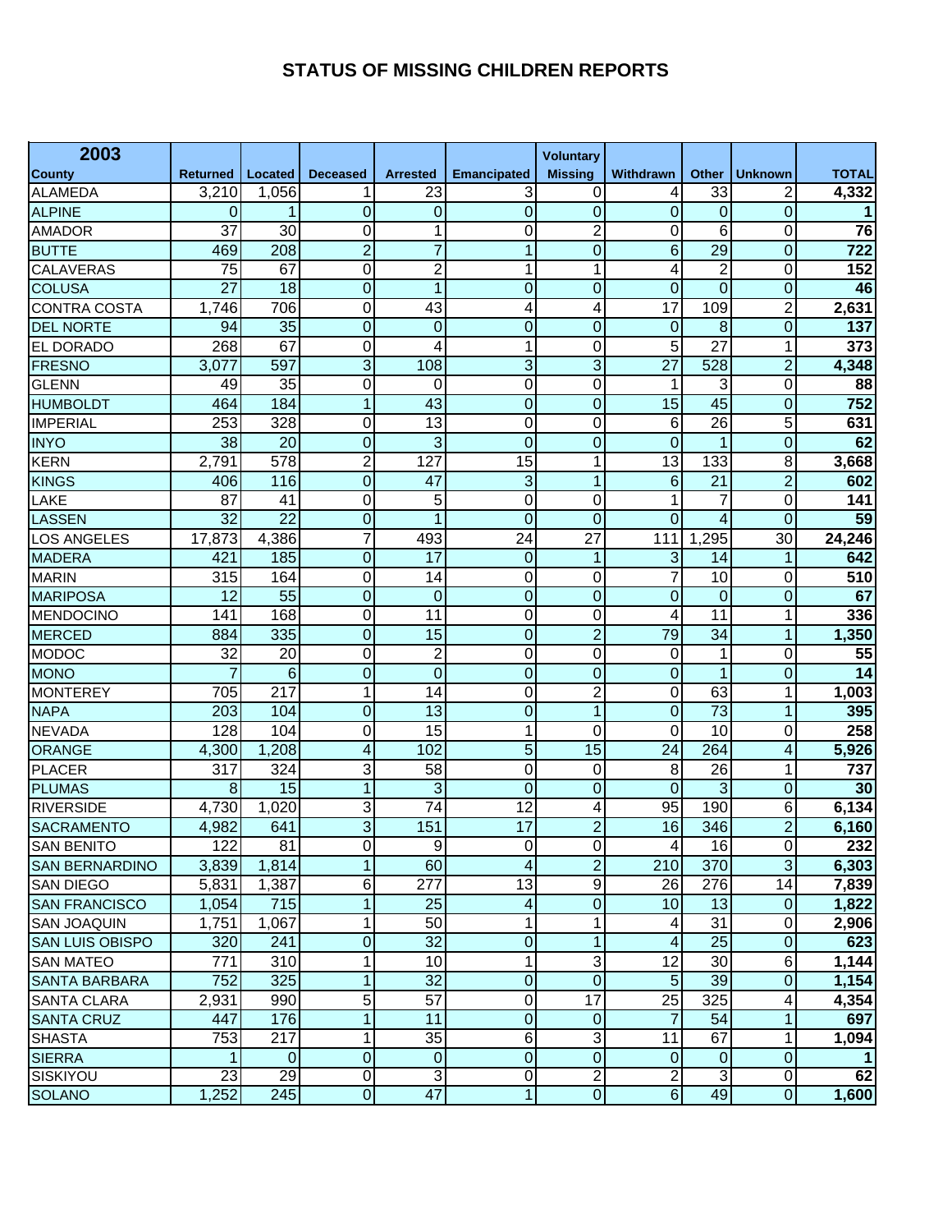# STATUS OF MISSING CHILDREN REPORTS

| 2003 County | Returned | Located | Deceased | Arrested | Emancipated | Voluntary Missing | Withdrawn | Other | Unknown | TOTAL |
|---|---|---|---|---|---|---|---|---|---|---|
| ALAMEDA | 3,210 | 1,056 | 1 | 23 | 3 | 0 | 4 | 33 | 2 | **4,332** |
| ALPINE | 0 | 1 | 0 | 0 | 0 | 0 | 0 | 0 | 0 | **1** |
| AMADOR | 37 | 30 | 0 | 1 | 0 | 2 | 0 | 6 | 0 | **76** |
| BUTTE | 469 | 208 | 2 | 7 | 1 | 0 | 6 | 29 | 0 | **722** |
| CALAVERAS | 75 | 67 | 0 | 2 | 1 | 1 | 4 | 2 | 0 | **152** |
| COLUSA | 27 | 18 | 0 | 1 | 0 | 0 | 0 | 0 | 0 | **46** |
| CONTRA COSTA | 1,746 | 706 | 0 | 43 | 4 | 4 | 17 | 109 | 2 | **2,631** |
| DEL NORTE | 94 | 35 | 0 | 0 | 0 | 0 | 0 | 8 | 0 | **137** |
| EL DORADO | 268 | 67 | 0 | 4 | 1 | 0 | 5 | 27 | 1 | **373** |
| FRESNO | 3,077 | 597 | 3 | 108 | 3 | 3 | 27 | 528 | 2 | **4,348** |
| GLENN | 49 | 35 | 0 | 0 | 0 | 0 | 1 | 3 | 0 | **88** |
| HUMBOLDT | 464 | 184 | 1 | 43 | 0 | 0 | 15 | 45 | 0 | **752** |
| IMPERIAL | 253 | 328 | 0 | 13 | 0 | 0 | 6 | 26 | 5 | **631** |
| INYO | 38 | 20 | 0 | 3 | 0 | 0 | 0 | 1 | 0 | **62** |
| KERN | 2,791 | 578 | 2 | 127 | 15 | 1 | 13 | 133 | 8 | **3,668** |
| KINGS | 406 | 116 | 0 | 47 | 3 | 1 | 6 | 21 | 2 | **602** |
| LAKE | 87 | 41 | 0 | 5 | 0 | 0 | 1 | 7 | 0 | **141** |
| LASSEN | 32 | 22 | 0 | 1 | 0 | 0 | 0 | 4 | 0 | **59** |
| LOS ANGELES | 17,873 | 4,386 | 7 | 493 | 24 | 27 | 111 | 1,295 | 30 | **24,246** |
| MADERA | 421 | 185 | 0 | 17 | 0 | 1 | 3 | 14 | 1 | **642** |
| MARIN | 315 | 164 | 0 | 14 | 0 | 0 | 7 | 10 | 0 | **510** |
| MARIPOSA | 12 | 55 | 0 | 0 | 0 | 0 | 0 | 0 | 0 | **67** |
| MENDOCINO | 141 | 168 | 0 | 11 | 0 | 0 | 4 | 11 | 1 | **336** |
| MERCED | 884 | 335 | 0 | 15 | 0 | 2 | 79 | 34 | 1 | **1,350** |
| MODOC | 32 | 20 | 0 | 2 | 0 | 0 | 0 | 1 | 0 | **55** |
| MONO | 7 | 6 | 0 | 0 | 0 | 0 | 0 | 1 | 0 | **14** |
| MONTEREY | 705 | 217 | 1 | 14 | 0 | 2 | 0 | 63 | 1 | **1,003** |
| NAPA | 203 | 104 | 0 | 13 | 0 | 1 | 0 | 73 | 1 | **395** |
| NEVADA | 128 | 104 | 0 | 15 | 1 | 0 | 0 | 10 | 0 | **258** |
| ORANGE | 4,300 | 1,208 | 4 | 102 | 5 | 15 | 24 | 264 | 4 | **5,926** |
| PLACER | 317 | 324 | 3 | 58 | 0 | 0 | 8 | 26 | 1 | **737** |
| PLUMAS | 8 | 15 | 1 | 3 | 0 | 0 | 0 | 3 | 0 | **30** |
| RIVERSIDE | 4,730 | 1,020 | 3 | 74 | 12 | 4 | 95 | 190 | 6 | **6,134** |
| SACRAMENTO | 4,982 | 641 | 3 | 151 | 17 | 2 | 16 | 346 | 2 | **6,160** |
| SAN BENITO | 122 | 81 | 0 | 9 | 0 | 0 | 4 | 16 | 0 | **232** |
| SAN BERNARDINO | 3,839 | 1,814 | 1 | 60 | 4 | 2 | 210 | 370 | 3 | **6,303** |
| SAN DIEGO | 5,831 | 1,387 | 6 | 277 | 13 | 9 | 26 | 276 | 14 | **7,839** |
| SAN FRANCISCO | 1,054 | 715 | 1 | 25 | 4 | 0 | 10 | 13 | 0 | **1,822** |
| SAN JOAQUIN | 1,751 | 1,067 | 1 | 50 | 1 | 1 | 4 | 31 | 0 | **2,906** |
| SAN LUIS OBISPO | 320 | 241 | 0 | 32 | 0 | 1 | 4 | 25 | 0 | **623** |
| SAN MATEO | 771 | 310 | 1 | 10 | 1 | 3 | 12 | 30 | 6 | **1,144** |
| SANTA BARBARA | 752 | 325 | 1 | 32 | 0 | 0 | 5 | 39 | 0 | **1,154** |
| SANTA CLARA | 2,931 | 990 | 5 | 57 | 0 | 17 | 25 | 325 | 4 | **4,354** |
| SANTA CRUZ | 447 | 176 | 1 | 11 | 0 | 0 | 7 | 54 | 1 | **697** |
| SHASTA | 753 | 217 | 1 | 35 | 6 | 3 | 11 | 67 | 1 | **1,094** |
| SIERRA | 1 | 0 | 0 | 0 | 0 | 0 | 0 | 0 | 0 | **1** |
| SISKIYOU | 23 | 29 | 0 | 3 | 0 | 2 | 2 | 3 | 0 | **62** |
| SOLANO | 1,252 | 245 | 0 | 47 | 1 | 0 | 6 | 49 | 0 | **1,600** |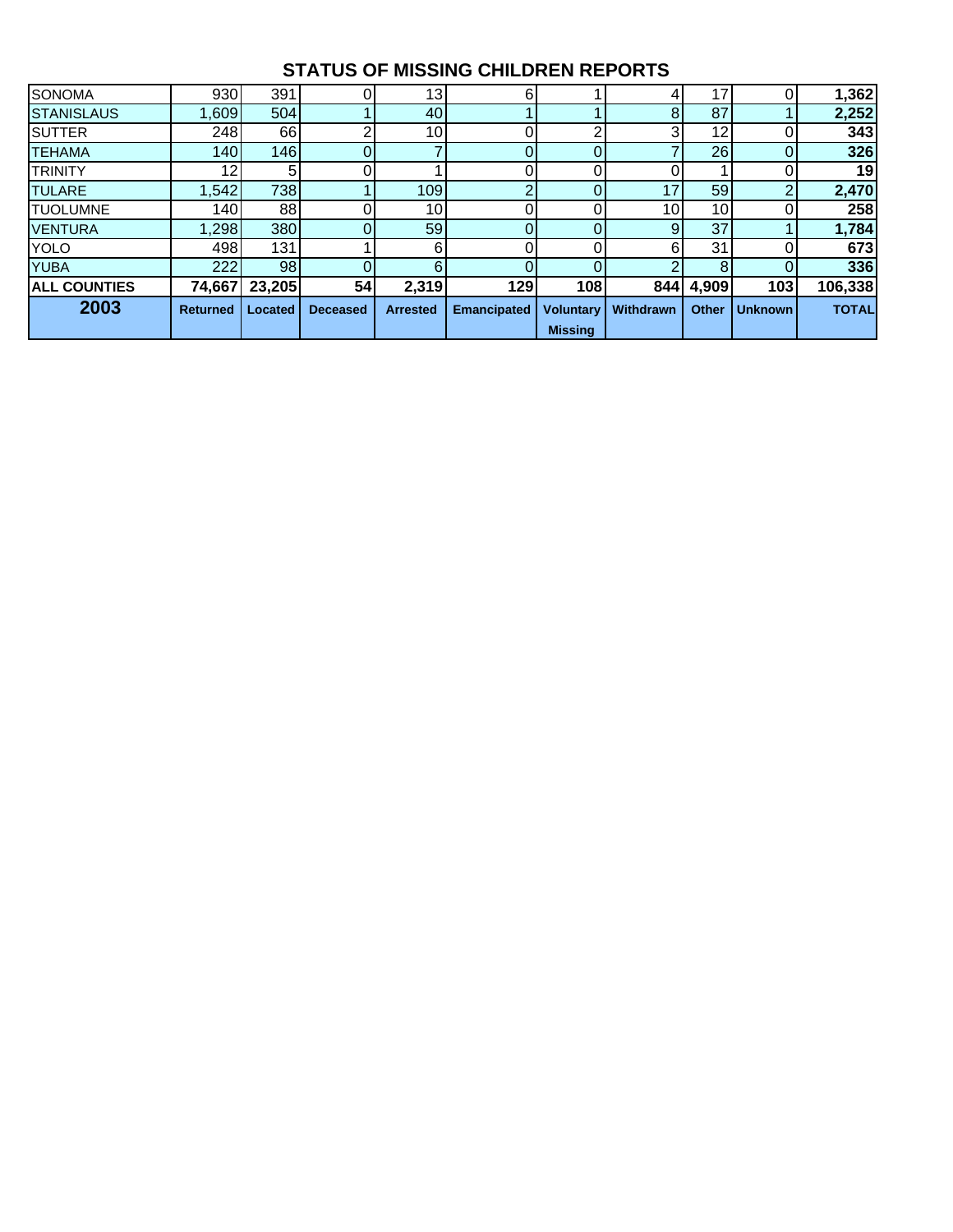## STATUS OF MISSING CHILDREN REPORTS

| 2003 | Returned | Located | Deceased | Arrested | Emancipated | Voluntary Missing | Withdrawn | Other | Unknown | TOTAL |
|---|---|---|---|---|---|---|---|---|---|---|
| SONOMA | 930 | 391 | 0 | 13 | 6 | 1 | 4 | 17 | 0 | **1,362** |
| STANISLAUS | 1,609 | 504 | 1 | 40 | 1 | 1 | 8 | 87 | 1 | **2,252** |
| SUTTER | 248 | 66 | 2 | 10 | 0 | 2 | 3 | 12 | 0 | **343** |
| TEHAMA | 140 | 146 | 0 | 7 | 0 | 0 | 7 | 26 | 0 | **326** |
| TRINITY | 12 | 5 | 0 | 1 | 0 | 0 | 0 | 1 | 0 | **19** |
| TULARE | 1,542 | 738 | 1 | 109 | 2 | 0 | 17 | 59 | 2 | **2,470** |
| TUOLUMNE | 140 | 88 | 0 | 10 | 0 | 0 | 10 | 10 | 0 | **258** |
| VENTURA | 1,298 | 380 | 0 | 59 | 0 | 0 | 9 | 37 | 1 | **1,784** |
| YOLO | 498 | 131 | 1 | 6 | 0 | 0 | 6 | 31 | 0 | **673** |
| YUBA | 222 | 98 | 0 | 6 | 0 | 0 | 2 | 8 | 0 | **336** |
| **ALL COUNTIES** | **74,667** | **23,205** | **54** | **2,319** | **129** | **108** | **844** | **4,909** | **103** | **106,338** |